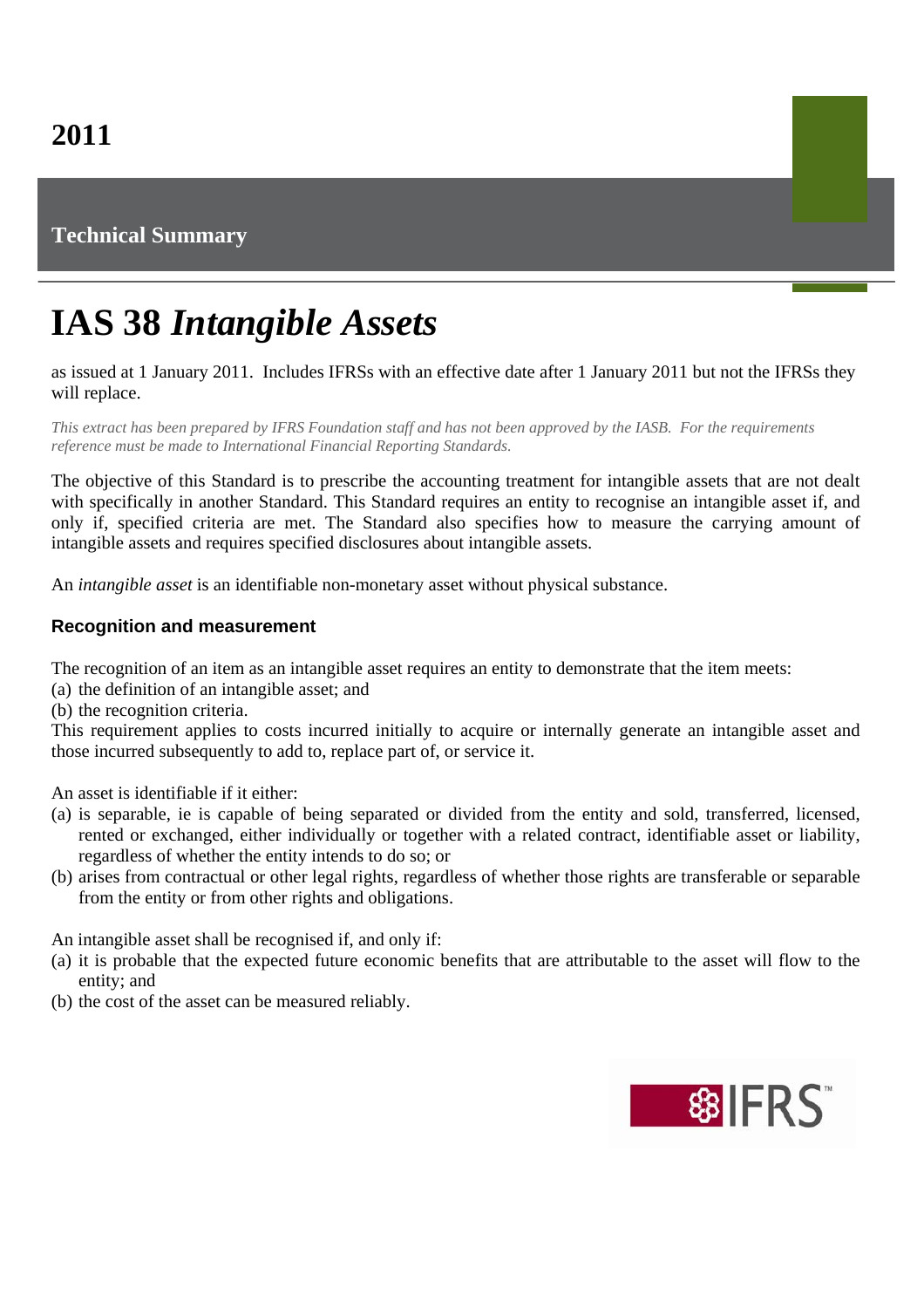**2011**

**Technical Summary**

# IAS 38 *Intangible Assets*

as issued at 1 January 2011. Includes IFRSs with an effective date after 1 January 2011 but not the IFRSs they will replace.

*This extract has been prepared by IFRS Foundation staff and has not been approved by the IASB. For the requirements reference must be made to International Financial Reporting Standards.*

The objective of this Standard is to prescribe the accounting treatment for intangible assets that are not dealt with specifically in another Standard. This Standard requires an entity to recognise an intangible asset if, and only if, specified criteria are met. The Standard also specifies how to measure the carrying amount of intangible assets and requires specified disclosures about intangible assets.

An *intangible asset* is an identifiable non-monetary asset without physical substance.

## Recognition and measurement

The recognition of an item as an intangible asset requires an entity to demonstrate that the item meets:
(a) the definition of an intangible asset; and
(b) the recognition criteria.
This requirement applies to costs incurred initially to acquire or internally generate an intangible asset and those incurred subsequently to add to, replace part of, or service it.

An asset is identifiable if it either:
(a) is separable, ie is capable of being separated or divided from the entity and sold, transferred, licensed, rented or exchanged, either individually or together with a related contract, identifiable asset or liability, regardless of whether the entity intends to do so; or
(b) arises from contractual or other legal rights, regardless of whether those rights are transferable or separable from the entity or from other rights and obligations.

An intangible asset shall be recognised if, and only if:
(a) it is probable that the expected future economic benefits that are attributable to the asset will flow to the entity; and
(b) the cost of the asset can be measured reliably.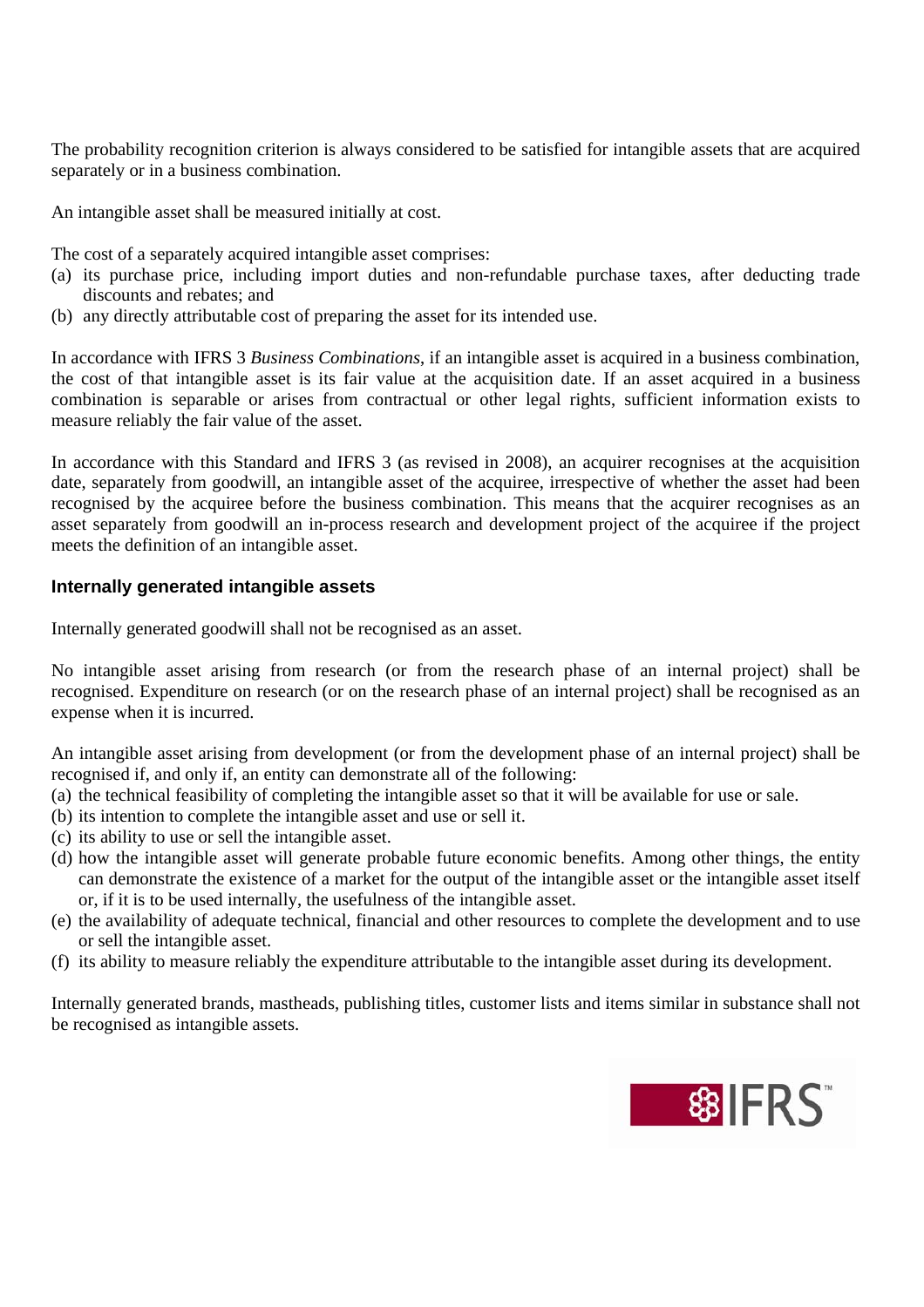The probability recognition criterion is always considered to be satisfied for intangible assets that are acquired separately or in a business combination.

An intangible asset shall be measured initially at cost.

The cost of a separately acquired intangible asset comprises:

(a) its purchase price, including import duties and non-refundable purchase taxes, after deducting trade discounts and rebates; and
(b) any directly attributable cost of preparing the asset for its intended use.

In accordance with IFRS 3 *Business Combinations*, if an intangible asset is acquired in a business combination, the cost of that intangible asset is its fair value at the acquisition date. If an asset acquired in a business combination is separable or arises from contractual or other legal rights, sufficient information exists to measure reliably the fair value of the asset.

In accordance with this Standard and IFRS 3 (as revised in 2008), an acquirer recognises at the acquisition date, separately from goodwill, an intangible asset of the acquiree, irrespective of whether the asset had been recognised by the acquiree before the business combination. This means that the acquirer recognises as an asset separately from goodwill an in-process research and development project of the acquiree if the project meets the definition of an intangible asset.

### Internally generated intangible assets

Internally generated goodwill shall not be recognised as an asset.

No intangible asset arising from research (or from the research phase of an internal project) shall be recognised. Expenditure on research (or on the research phase of an internal project) shall be recognised as an expense when it is incurred.

An intangible asset arising from development (or from the development phase of an internal project) shall be recognised if, and only if, an entity can demonstrate all of the following:

(a) the technical feasibility of completing the intangible asset so that it will be available for use or sale.
(b) its intention to complete the intangible asset and use or sell it.
(c) its ability to use or sell the intangible asset.
(d) how the intangible asset will generate probable future economic benefits. Among other things, the entity can demonstrate the existence of a market for the output of the intangible asset or the intangible asset itself or, if it is to be used internally, the usefulness of the intangible asset.
(e) the availability of adequate technical, financial and other resources to complete the development and to use or sell the intangible asset.
(f) its ability to measure reliably the expenditure attributable to the intangible asset during its development.

Internally generated brands, mastheads, publishing titles, customer lists and items similar in substance shall not be recognised as intangible assets.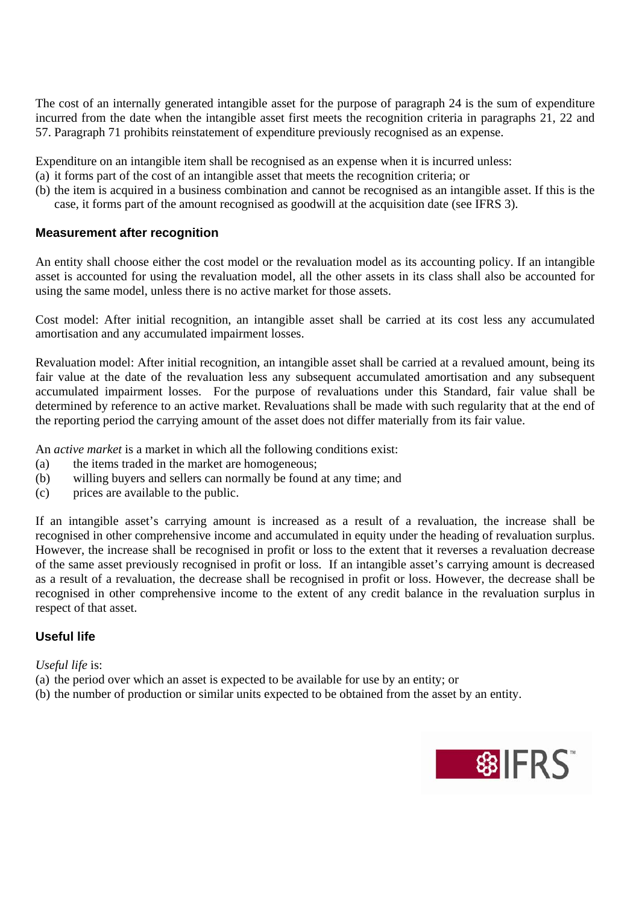The cost of an internally generated intangible asset for the purpose of paragraph 24 is the sum of expenditure incurred from the date when the intangible asset first meets the recognition criteria in paragraphs 21, 22 and 57. Paragraph 71 prohibits reinstatement of expenditure previously recognised as an expense.

Expenditure on an intangible item shall be recognised as an expense when it is incurred unless:

(a) it forms part of the cost of an intangible asset that meets the recognition criteria; or

(b) the item is acquired in a business combination and cannot be recognised as an intangible asset. If this is the case, it forms part of the amount recognised as goodwill at the acquisition date (see IFRS 3).

## Measurement after recognition

An entity shall choose either the cost model or the revaluation model as its accounting policy. If an intangible asset is accounted for using the revaluation model, all the other assets in its class shall also be accounted for using the same model, unless there is no active market for those assets.

Cost model: After initial recognition, an intangible asset shall be carried at its cost less any accumulated amortisation and any accumulated impairment losses.

Revaluation model: After initial recognition, an intangible asset shall be carried at a revalued amount, being its fair value at the date of the revaluation less any subsequent accumulated amortisation and any subsequent accumulated impairment losses. For the purpose of revaluations under this Standard, fair value shall be determined by reference to an active market. Revaluations shall be made with such regularity that at the end of the reporting period the carrying amount of the asset does not differ materially from its fair value.

An *active market* is a market in which all the following conditions exist:

(a) the items traded in the market are homogeneous;

(b) willing buyers and sellers can normally be found at any time; and

(c) prices are available to the public.

If an intangible asset's carrying amount is increased as a result of a revaluation, the increase shall be recognised in other comprehensive income and accumulated in equity under the heading of revaluation surplus. However, the increase shall be recognised in profit or loss to the extent that it reverses a revaluation decrease of the same asset previously recognised in profit or loss. If an intangible asset's carrying amount is decreased as a result of a revaluation, the decrease shall be recognised in profit or loss. However, the decrease shall be recognised in other comprehensive income to the extent of any credit balance in the revaluation surplus in respect of that asset.

## Useful life

*Useful life* is:

(a) the period over which an asset is expected to be available for use by an entity; or

(b) the number of production or similar units expected to be obtained from the asset by an entity.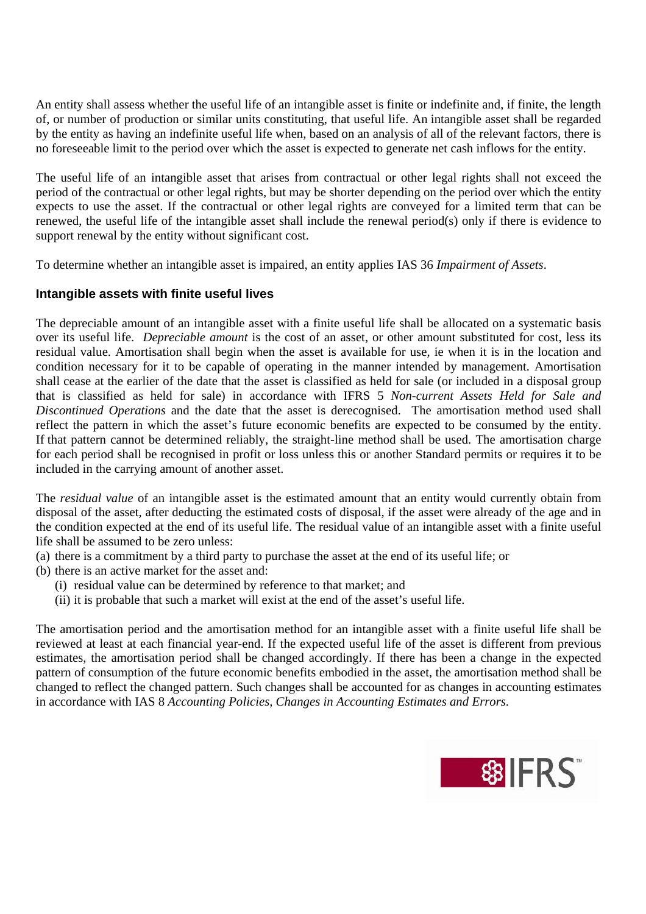An entity shall assess whether the useful life of an intangible asset is finite or indefinite and, if finite, the length of, or number of production or similar units constituting, that useful life. An intangible asset shall be regarded by the entity as having an indefinite useful life when, based on an analysis of all of the relevant factors, there is no foreseeable limit to the period over which the asset is expected to generate net cash inflows for the entity.

The useful life of an intangible asset that arises from contractual or other legal rights shall not exceed the period of the contractual or other legal rights, but may be shorter depending on the period over which the entity expects to use the asset. If the contractual or other legal rights are conveyed for a limited term that can be renewed, the useful life of the intangible asset shall include the renewal period(s) only if there is evidence to support renewal by the entity without significant cost.

To determine whether an intangible asset is impaired, an entity applies IAS 36 *Impairment of Assets*.

### Intangible assets with finite useful lives

The depreciable amount of an intangible asset with a finite useful life shall be allocated on a systematic basis over its useful life. *Depreciable amount* is the cost of an asset, or other amount substituted for cost, less its residual value. Amortisation shall begin when the asset is available for use, ie when it is in the location and condition necessary for it to be capable of operating in the manner intended by management. Amortisation shall cease at the earlier of the date that the asset is classified as held for sale (or included in a disposal group that is classified as held for sale) in accordance with IFRS 5 *Non-current Assets Held for Sale and Discontinued Operations* and the date that the asset is derecognised. The amortisation method used shall reflect the pattern in which the asset's future economic benefits are expected to be consumed by the entity. If that pattern cannot be determined reliably, the straight-line method shall be used. The amortisation charge for each period shall be recognised in profit or loss unless this or another Standard permits or requires it to be included in the carrying amount of another asset.

The *residual value* of an intangible asset is the estimated amount that an entity would currently obtain from disposal of the asset, after deducting the estimated costs of disposal, if the asset were already of the age and in the condition expected at the end of its useful life. The residual value of an intangible asset with a finite useful life shall be assumed to be zero unless:

(a) there is a commitment by a third party to purchase the asset at the end of its useful life; or

(b) there is an active market for the asset and:

  (i) residual value can be determined by reference to that market; and

  (ii) it is probable that such a market will exist at the end of the asset's useful life.

The amortisation period and the amortisation method for an intangible asset with a finite useful life shall be reviewed at least at each financial year-end. If the expected useful life of the asset is different from previous estimates, the amortisation period shall be changed accordingly. If there has been a change in the expected pattern of consumption of the future economic benefits embodied in the asset, the amortisation method shall be changed to reflect the changed pattern. Such changes shall be accounted for as changes in accounting estimates in accordance with IAS 8 *Accounting Policies, Changes in Accounting Estimates and Errors*.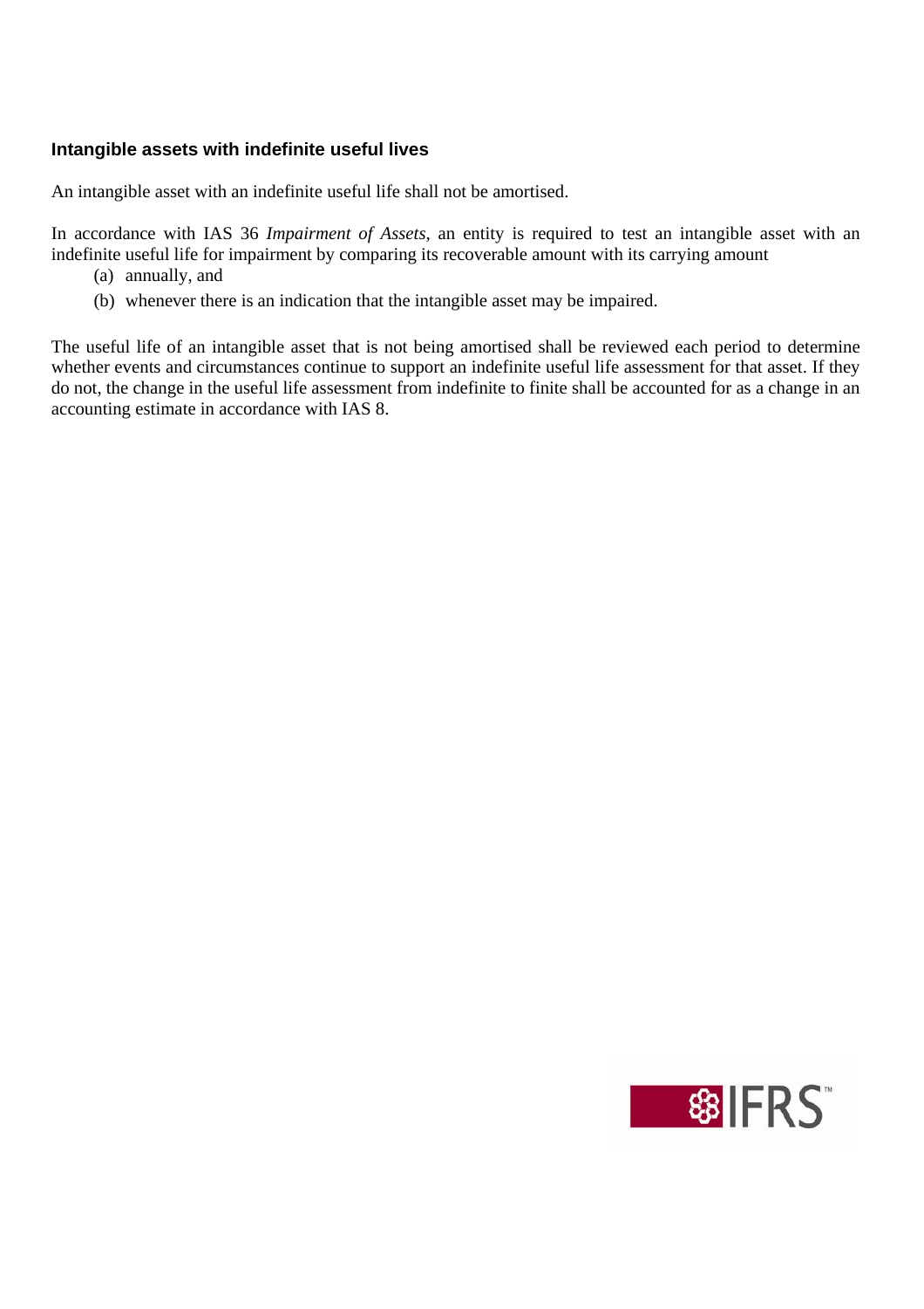### Intangible assets with indefinite useful lives

An intangible asset with an indefinite useful life shall not be amortised.

In accordance with IAS 36 *Impairment of Assets*, an entity is required to test an intangible asset with an indefinite useful life for impairment by comparing its recoverable amount with its carrying amount

(a) annually, and

(b) whenever there is an indication that the intangible asset may be impaired.

The useful life of an intangible asset that is not being amortised shall be reviewed each period to determine whether events and circumstances continue to support an indefinite useful life assessment for that asset. If they do not, the change in the useful life assessment from indefinite to finite shall be accounted for as a change in an accounting estimate in accordance with IAS 8.